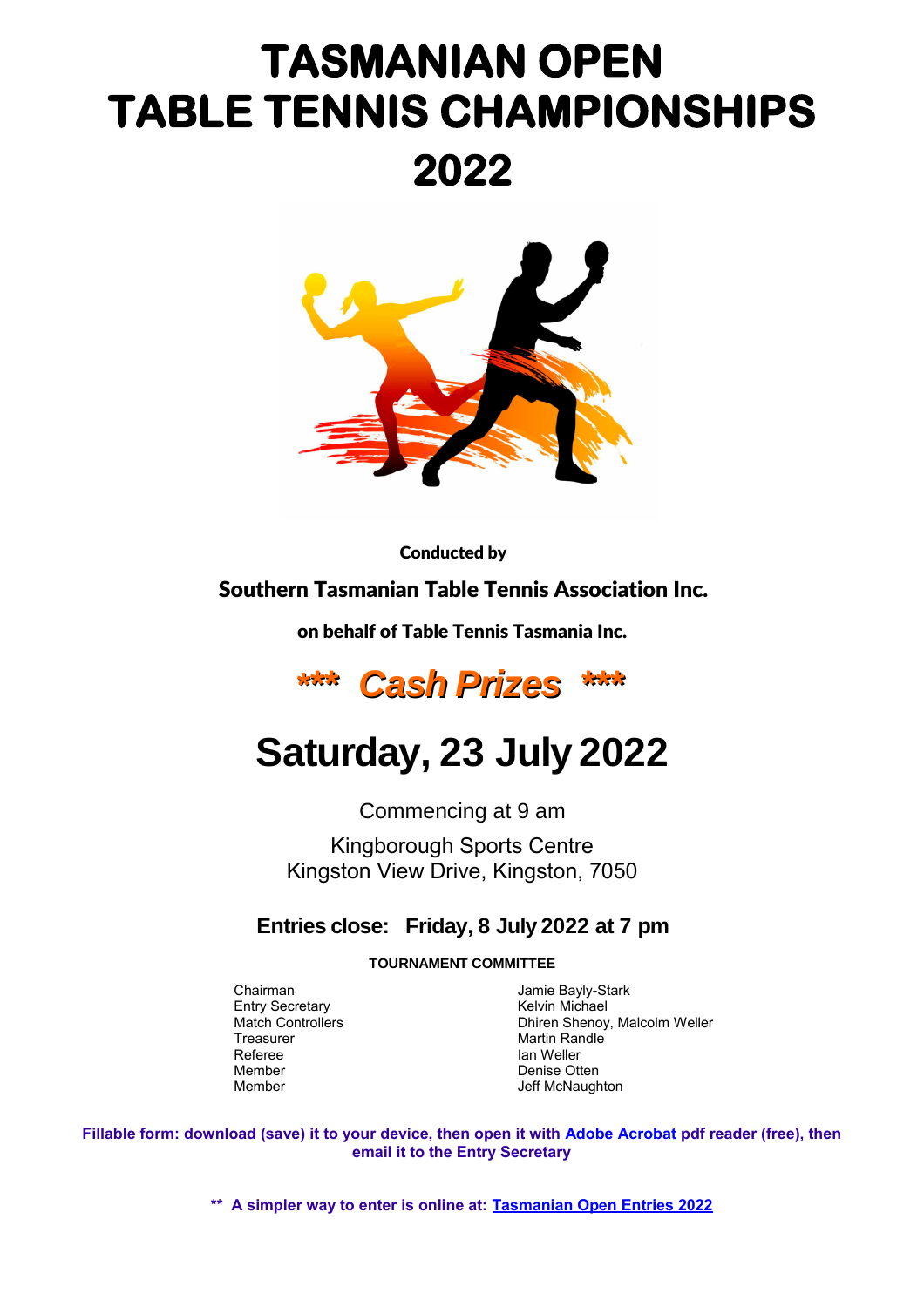# TASMANIAN OPEN
# TABLE TENNIS CHAMPIONSHIPS
# 2022

**Conducted by**

**Southern Tasmanian Table Tennis Association Inc.**

**on behalf of Table Tennis Tasmania Inc.**

***\*\*\* Cash Prizes \*\*\****

# Saturday, 23 July 2022

Commencing at 9 am

Kingborough Sports Centre
Kingston View Drive, Kingston, 7050

## Entries close: Friday, 8 July 2022 at 7 pm

**TOURNAMENT COMMITTEE**

| | |
|---|---|
| Chairman | Jamie Bayly-Stark |
| Entry Secretary | Kelvin Michael |
| Match Controllers | Dhiren Shenoy, Malcolm Weller |
| Treasurer | Martin Randle |
| Referee | Ian Weller |
| Member | Denise Otten |
| Member | Jeff McNaughton |

**Fillable form: download (save) it to your device, then open it with Adobe Acrobat pdf reader (free), then email it to the Entry Secretary**

**\*\* A simpler way to enter is online at: Tasmanian Open Entries 2022**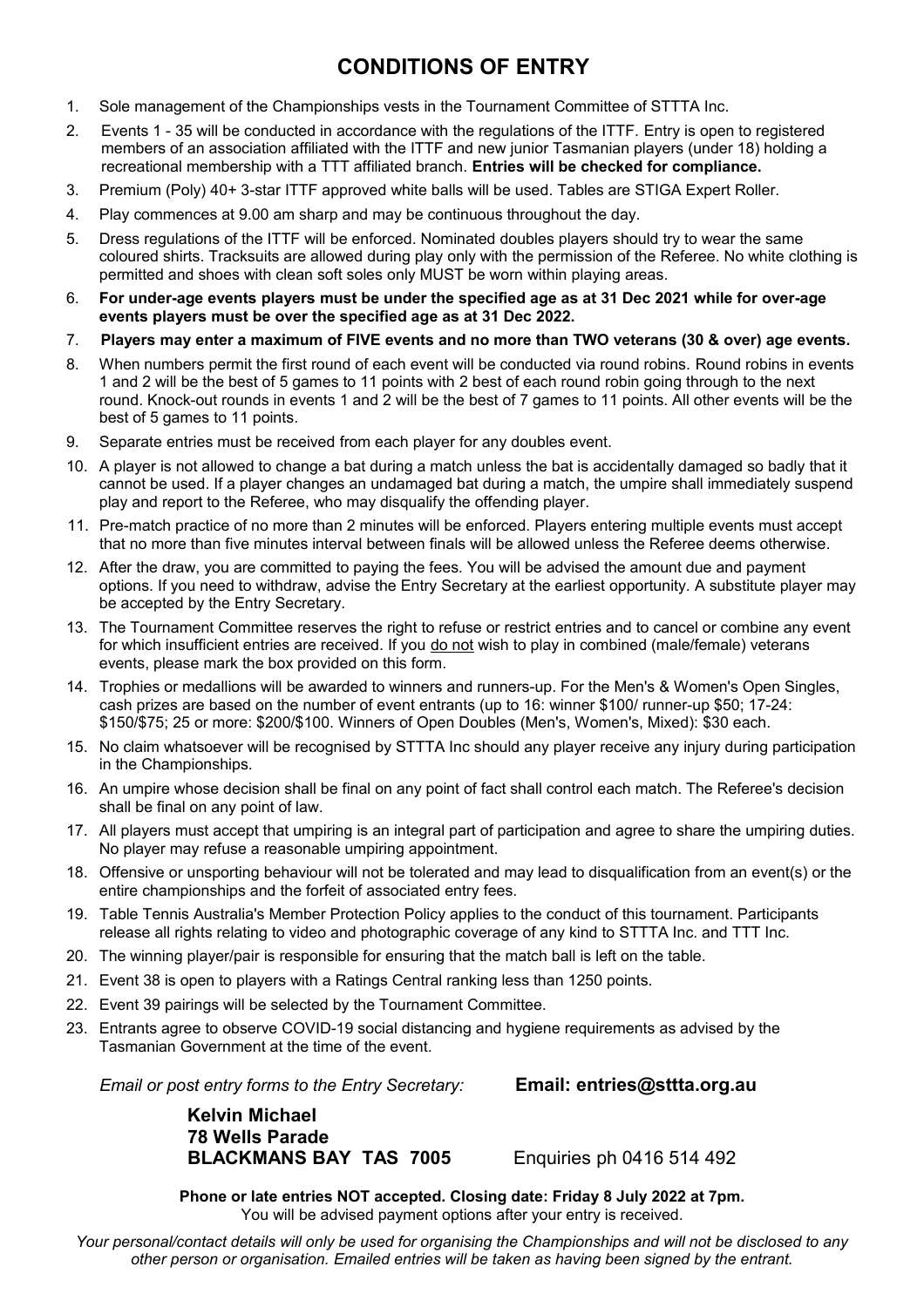# CONDITIONS OF ENTRY

1. Sole management of the Championships vests in the Tournament Committee of STTTA Inc.
2. Events 1 - 35 will be conducted in accordance with the regulations of the ITTF. Entry is open to registered members of an association affiliated with the ITTF and new junior Tasmanian players (under 18) holding a recreational membership with a TTT affiliated branch. **Entries will be checked for compliance.**
3. Premium (Poly) 40+ 3-star ITTF approved white balls will be used. Tables are STIGA Expert Roller.
4. Play commences at 9.00 am sharp and may be continuous throughout the day.
5. Dress regulations of the ITTF will be enforced. Nominated doubles players should try to wear the same coloured shirts. Tracksuits are allowed during play only with the permission of the Referee. No white clothing is permitted and shoes with clean soft soles only MUST be worn within playing areas.
6. **For under-age events players must be under the specified age as at 31 Dec 2021 while for over-age events players must be over the specified age as at 31 Dec 2022.**
7. **Players may enter a maximum of FIVE events and no more than TWO veterans (30 & over) age events.**
8. When numbers permit the first round of each event will be conducted via round robins. Round robins in events 1 and 2 will be the best of 5 games to 11 points with 2 best of each round robin going through to the next round. Knock-out rounds in events 1 and 2 will be the best of 7 games to 11 points. All other events will be the best of 5 games to 11 points.
9. Separate entries must be received from each player for any doubles event.
10. A player is not allowed to change a bat during a match unless the bat is accidentally damaged so badly that it cannot be used. If a player changes an undamaged bat during a match, the umpire shall immediately suspend play and report to the Referee, who may disqualify the offending player.
11. Pre-match practice of no more than 2 minutes will be enforced. Players entering multiple events must accept that no more than five minutes interval between finals will be allowed unless the Referee deems otherwise.
12. After the draw, you are committed to paying the fees. You will be advised the amount due and payment options. If you need to withdraw, advise the Entry Secretary at the earliest opportunity. A substitute player may be accepted by the Entry Secretary.
13. The Tournament Committee reserves the right to refuse or restrict entries and to cancel or combine any event for which insufficient entries are received. If you do not wish to play in combined (male/female) veterans events, please mark the box provided on this form.
14. Trophies or medallions will be awarded to winners and runners-up. For the Men's & Women's Open Singles, cash prizes are based on the number of event entrants (up to 16: winner $100/ runner-up $50; 17-24: $150/$75; 25 or more: $200/$100. Winners of Open Doubles (Men's, Women's, Mixed): $30 each.
15. No claim whatsoever will be recognised by STTTA Inc should any player receive any injury during participation in the Championships.
16. An umpire whose decision shall be final on any point of fact shall control each match. The Referee's decision shall be final on any point of law.
17. All players must accept that umpiring is an integral part of participation and agree to share the umpiring duties. No player may refuse a reasonable umpiring appointment.
18. Offensive or unsporting behaviour will not be tolerated and may lead to disqualification from an event(s) or the entire championships and the forfeit of associated entry fees.
19. Table Tennis Australia's Member Protection Policy applies to the conduct of this tournament. Participants release all rights relating to video and photographic coverage of any kind to STTTA Inc. and TTT Inc.
20. The winning player/pair is responsible for ensuring that the match ball is left on the table.
21. Event 38 is open to players with a Ratings Central ranking less than 1250 points.
22. Event 39 pairings will be selected by the Tournament Committee.
23. Entrants agree to observe COVID-19 social distancing and hygiene requirements as advised by the Tasmanian Government at the time of the event.

*Email or post entry forms to the Entry Secretary:* **Email: entries@sttta.org.au**

**Kelvin Michael**
**78 Wells Parade**
**BLACKMANS BAY TAS 7005** Enquiries ph 0416 514 492

**Phone or late entries NOT accepted. Closing date: Friday 8 July 2022 at 7pm.**
You will be advised payment options after your entry is received.

*Your personal/contact details will only be used for organising the Championships and will not be disclosed to any other person or organisation. Emailed entries will be taken as having been signed by the entrant.*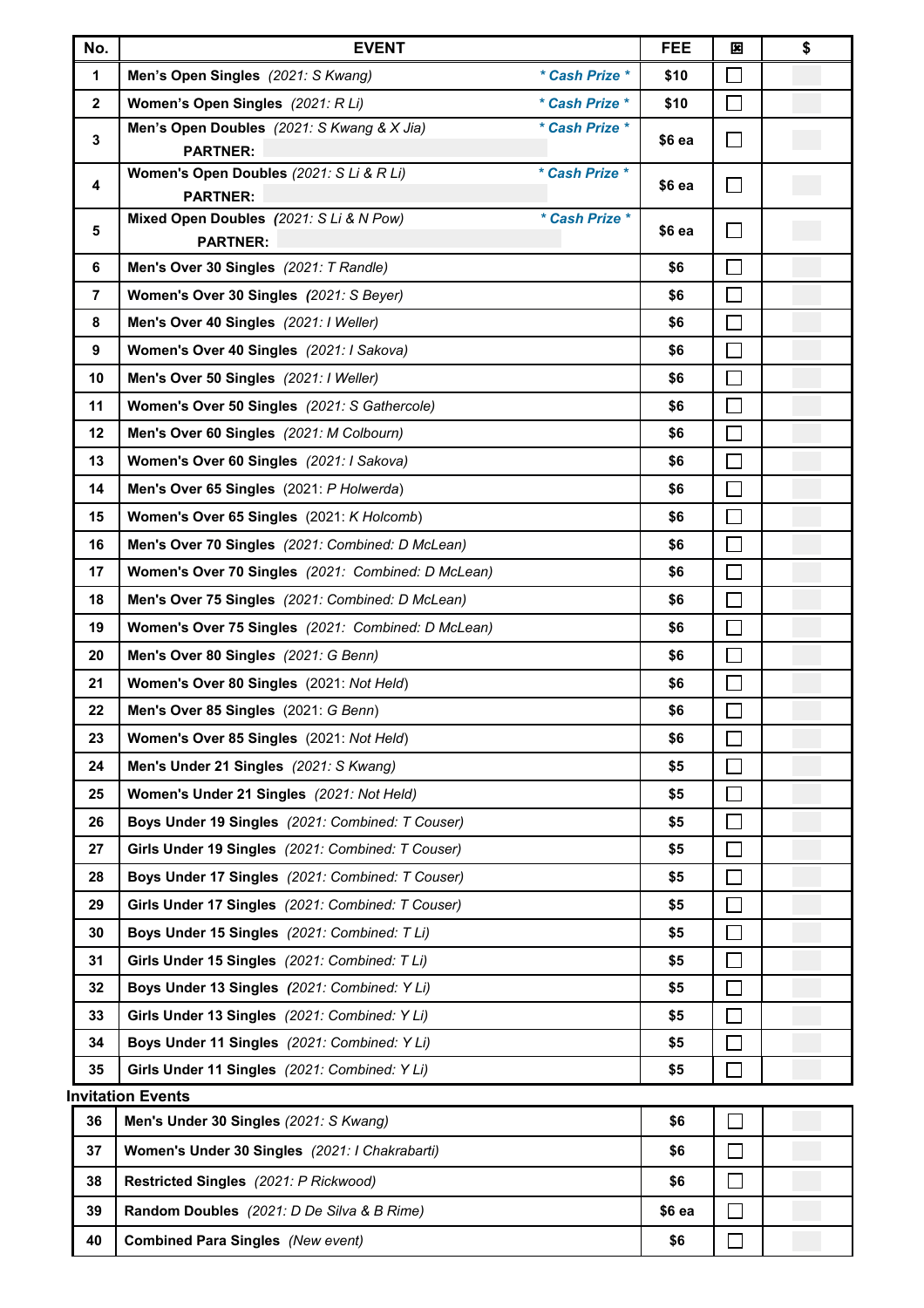| No. | EVENT | | FEE | ☒ | $ |
|---|---|---|---|---|---|
| 1 | **Men's Open Singles** *(2021: S Kwang)* | *\* Cash Prize \** | $10 | ☐ | |
| 2 | **Women's Open Singles** *(2021: R Li)* | *\* Cash Prize \** | $10 | ☐ | |
| 3 | **Men's Open Doubles** *(2021: S Kwang & X Jia)* **PARTNER:** | *\* Cash Prize \** | $6 ea | ☐ | |
| 4 | **Women's Open Doubles** *(2021: S Li & R Li)* **PARTNER:** | *\* Cash Prize \** | $6 ea | ☐ | |
| 5 | **Mixed Open Doubles** *(2021: S Li & N Pow)* **PARTNER:** | *\* Cash Prize \** | $6 ea | ☐ | |
| 6 | **Men's Over 30 Singles** *(2021: T Randle)* | | $6 | ☐ | |
| 7 | **Women's Over 30 Singles** *(2021: S Beyer)* | | $6 | ☐ | |
| 8 | **Men's Over 40 Singles** *(2021: I Weller)* | | $6 | ☐ | |
| 9 | **Women's Over 40 Singles** *(2021: I Sakova)* | | $6 | ☐ | |
| 10 | **Men's Over 50 Singles** *(2021: I Weller)* | | $6 | ☐ | |
| 11 | **Women's Over 50 Singles** *(2021: S Gathercole)* | | $6 | ☐ | |
| 12 | **Men's Over 60 Singles** *(2021: M Colbourn)* | | $6 | ☐ | |
| 13 | **Women's Over 60 Singles** *(2021: I Sakova)* | | $6 | ☐ | |
| 14 | **Men's Over 65 Singles** (2021: *P Holwerda*) | | $6 | ☐ | |
| 15 | **Women's Over 65 Singles** (2021: *K Holcomb*) | | $6 | ☐ | |
| 16 | **Men's Over 70 Singles** *(2021: Combined: D McLean)* | | $6 | ☐ | |
| 17 | **Women's Over 70 Singles** *(2021: Combined: D McLean)* | | $6 | ☐ | |
| 18 | **Men's Over 75 Singles** *(2021: Combined: D McLean)* | | $6 | ☐ | |
| 19 | **Women's Over 75 Singles** *(2021: Combined: D McLean)* | | $6 | ☐ | |
| 20 | **Men's Over 80 Singles** *(2021: G Benn)* | | $6 | ☐ | |
| 21 | **Women's Over 80 Singles** (2021: *Not Held*) | | $6 | ☐ | |
| 22 | **Men's Over 85 Singles** *(2021: G Benn)* | | $6 | ☐ | |
| 23 | **Women's Over 85 Singles** (2021: *Not Held*) | | $6 | ☐ | |
| 24 | **Men's Under 21 Singles** *(2021: S Kwang)* | | $5 | ☐ | |
| 25 | **Women's Under 21 Singles** *(2021: Not Held)* | | $5 | ☐ | |
| 26 | **Boys Under 19 Singles** *(2021: Combined: T Couser)* | | $5 | ☐ | |
| 27 | **Girls Under 19 Singles** *(2021: Combined: T Couser)* | | $5 | ☐ | |
| 28 | **Boys Under 17 Singles** *(2021: Combined: T Couser)* | | $5 | ☐ | |
| 29 | **Girls Under 17 Singles** *(2021: Combined: T Couser)* | | $5 | ☐ | |
| 30 | **Boys Under 15 Singles** *(2021: Combined: T Li)* | | $5 | ☐ | |
| 31 | **Girls Under 15 Singles** *(2021: Combined: T Li)* | | $5 | ☐ | |
| 32 | **Boys Under 13 Singles** *(2021: Combined: Y Li)* | | $5 | ☐ | |
| 33 | **Girls Under 13 Singles** *(2021: Combined: Y Li)* | | $5 | ☐ | |
| 34 | **Boys Under 11 Singles** *(2021: Combined: Y Li)* | | $5 | ☐ | |
| 35 | **Girls Under 11 Singles** *(2021: Combined: Y Li)* | | $5 | ☐ | |

**Invitation Events**

| No. | EVENT | FEE | ☒ | $ |
|---|---|---|---|---|
| 36 | **Men's Under 30 Singles** *(2021: S Kwang)* | $6 | ☐ | |
| 37 | **Women's Under 30 Singles** *(2021: I Chakrabarti)* | $6 | ☐ | |
| 38 | **Restricted Singles** *(2021: P Rickwood)* | $6 | ☐ | |
| 39 | **Random Doubles** *(2021: D De Silva & B Rime)* | $6 ea | ☐ | |
| 40 | **Combined Para Singles** *(New event)* | $6 | ☐ | |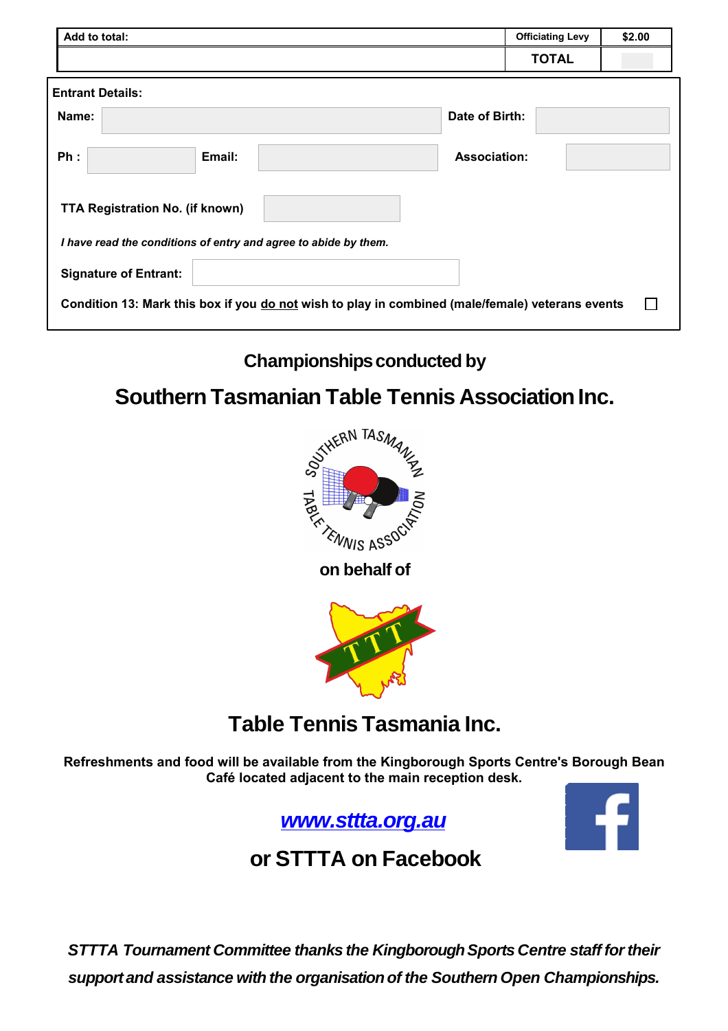| Add to total: | Officiating Levy | $2.00 |
|---|---|---|
| | TOTAL | |

**Entrant Details:**

| | | | | | |
|---|---|---|---|---|---|
| **Name:** | | | | **Date of Birth:** | |
| **Ph :** | | **Email:** | | **Association:** | |

**TTA Registration No. (if known)**

***I have read the conditions of entry and agree to abide by them.***

**Signature of Entrant:**

**Condition 13: Mark this box if you <u>do not</u> wish to play in combined (male/female) veterans events** ☐

## Championships conducted by

# Southern Tasmanian Table Tennis Association Inc.

## on behalf of

# Table Tennis Tasmania Inc.

**Refreshments and food will be available from the Kingborough Sports Centre's Borough Bean Café located adjacent to the main reception desk.**

## *www.sttta.org.au*

## or STTTA on Facebook

***STTTA Tournament Committee thanks the Kingborough Sports Centre staff for their support and assistance with the organisation of the Southern Open Championships.***